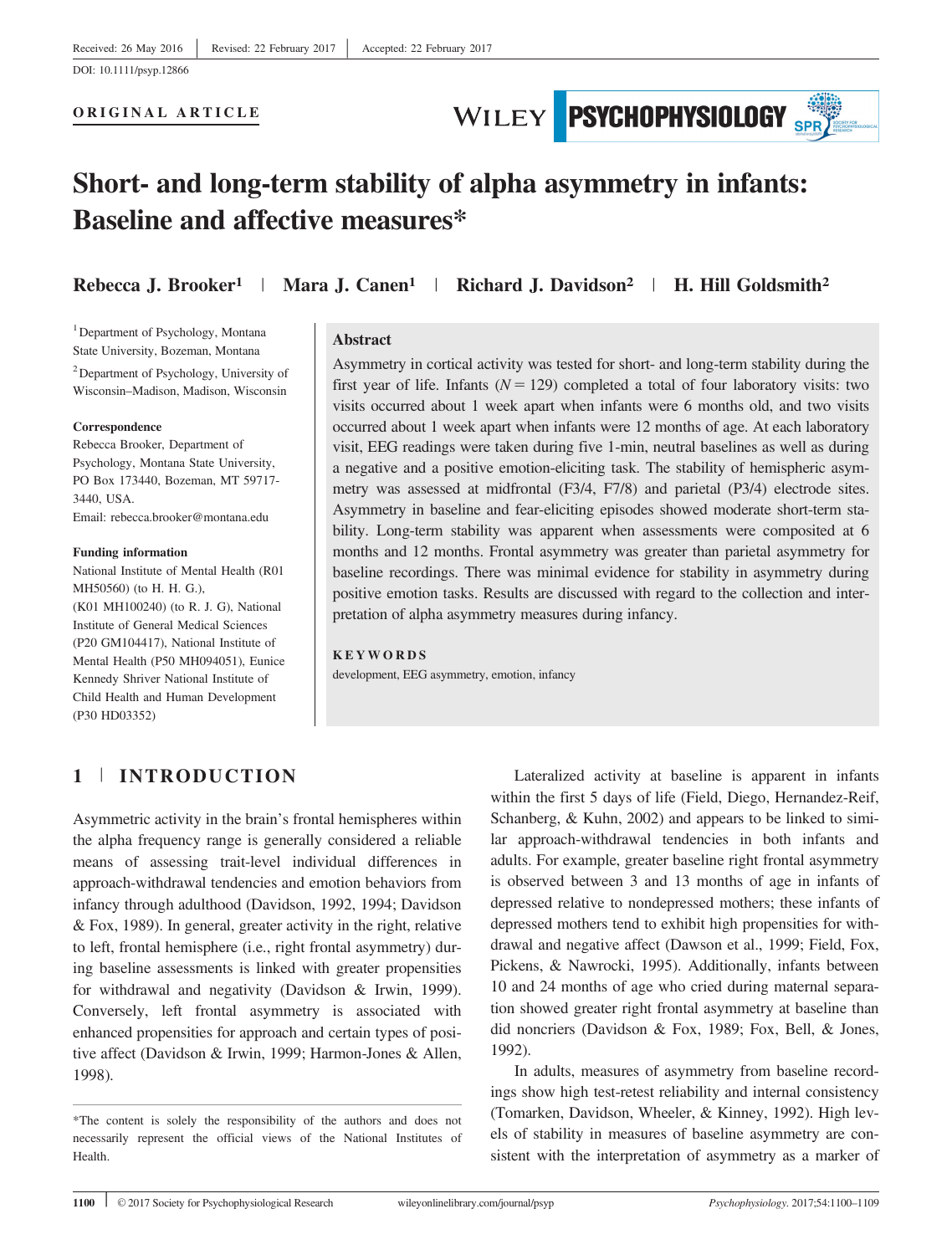Received: 26 May 2016 | Revised: 22 February 2017 | Accepted: 22 February 2017

DOI: 10.1111/psyp.12866

**ORIGINAL ARTICLE**

# Short- and long-term stability of alpha asymmetry in infants: Baseline and affective measures*

**Rebecca J. Brooker[1] | Mara J. Canen[1] | Richard J. Davidson[2] | H. Hill Goldsmith[2]**

[1] Department of Psychology, Montana State University, Bozeman, Montana

[2] Department of Psychology, University of Wisconsin–Madison, Madison, Wisconsin

**Correspondence**
Rebecca Brooker, Department of Psychology, Montana State University, PO Box 173440, Bozeman, MT 59717-3440, USA.
Email: rebecca.brooker@montana.edu

**Funding information**
National Institute of Mental Health (R01 MH50560) (to H. H. G.), (K01 MH100240) (to R. J. G), National Institute of General Medical Sciences (P20 GM104417), National Institute of Mental Health (P50 MH094051), Eunice Kennedy Shriver National Institute of Child Health and Human Development (P30 HD03352)

### Abstract

Asymmetry in cortical activity was tested for short- and long-term stability during the first year of life. Infants ($N = 129$) completed a total of four laboratory visits: two visits occurred about 1 week apart when infants were 6 months old, and two visits occurred about 1 week apart when infants were 12 months of age. At each laboratory visit, EEG readings were taken during five 1-min, neutral baselines as well as during a negative and a positive emotion-eliciting task. The stability of hemispheric asymmetry was assessed at midfrontal (F3/4, F7/8) and parietal (P3/4) electrode sites. Asymmetry in baseline and fear-eliciting episodes showed moderate short-term stability. Long-term stability was apparent when assessments were composited at 6 months and 12 months. Frontal asymmetry was greater than parietal asymmetry for baseline recordings. There was minimal evidence for stability in asymmetry during positive emotion tasks. Results are discussed with regard to the collection and interpretation of alpha asymmetry measures during infancy.

**KEYWORDS**
development, EEG asymmetry, emotion, infancy

## 1 | INTRODUCTION

Asymmetric activity in the brain's frontal hemispheres within the alpha frequency range is generally considered a reliable means of assessing trait-level individual differences in approach-withdrawal tendencies and emotion behaviors from infancy through adulthood (Davidson, 1992, 1994; Davidson & Fox, 1989). In general, greater activity in the right, relative to left, frontal hemisphere (i.e., right frontal asymmetry) during baseline assessments is linked with greater propensities for withdrawal and negativity (Davidson & Irwin, 1999). Conversely, left frontal asymmetry is associated with enhanced propensities for approach and certain types of positive affect (Davidson & Irwin, 1999; Harmon-Jones & Allen, 1998).

Lateralized activity at baseline is apparent in infants within the first 5 days of life (Field, Diego, Hernandez-Reif, Schanberg, & Kuhn, 2002) and appears to be linked to similar approach-withdrawal tendencies in both infants and adults. For example, greater baseline right frontal asymmetry is observed between 3 and 13 months of age in infants of depressed relative to nondepressed mothers; these infants of depressed mothers tend to exhibit high propensities for withdrawal and negative affect (Dawson et al., 1999; Field, Fox, Pickens, & Nawrocki, 1995). Additionally, infants between 10 and 24 months of age who cried during maternal separation showed greater right frontal asymmetry at baseline than did noncriers (Davidson & Fox, 1989; Fox, Bell, & Jones, 1992).

In adults, measures of asymmetry from baseline recordings show high test-retest reliability and internal consistency (Tomarken, Davidson, Wheeler, & Kinney, 1992). High levels of stability in measures of baseline asymmetry are consistent with the interpretation of asymmetry as a marker of

*The content is solely the responsibility of the authors and does not necessarily represent the official views of the National Institutes of Health.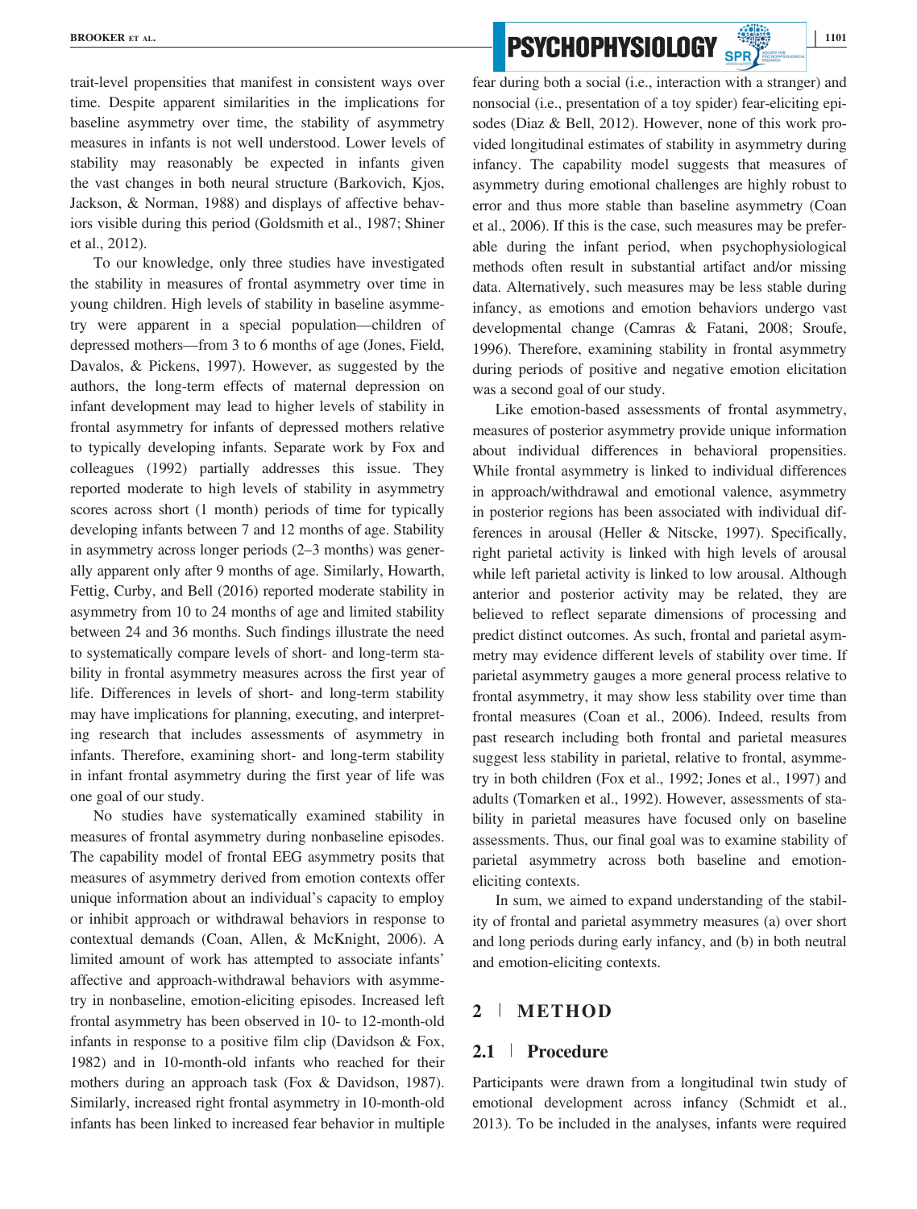trait-level propensities that manifest in consistent ways over time. Despite apparent similarities in the implications for baseline asymmetry over time, the stability of asymmetry measures in infants is not well understood. Lower levels of stability may reasonably be expected in infants given the vast changes in both neural structure (Barkovich, Kjos, Jackson, & Norman, 1988) and displays of affective behaviors visible during this period (Goldsmith et al., 1987; Shiner et al., 2012).

To our knowledge, only three studies have investigated the stability in measures of frontal asymmetry over time in young children. High levels of stability in baseline asymmetry were apparent in a special population—children of depressed mothers—from 3 to 6 months of age (Jones, Field, Davalos, & Pickens, 1997). However, as suggested by the authors, the long-term effects of maternal depression on infant development may lead to higher levels of stability in frontal asymmetry for infants of depressed mothers relative to typically developing infants. Separate work by Fox and colleagues (1992) partially addresses this issue. They reported moderate to high levels of stability in asymmetry scores across short (1 month) periods of time for typically developing infants between 7 and 12 months of age. Stability in asymmetry across longer periods (2–3 months) was generally apparent only after 9 months of age. Similarly, Howarth, Fettig, Curby, and Bell (2016) reported moderate stability in asymmetry from 10 to 24 months of age and limited stability between 24 and 36 months. Such findings illustrate the need to systematically compare levels of short- and long-term stability in frontal asymmetry measures across the first year of life. Differences in levels of short- and long-term stability may have implications for planning, executing, and interpreting research that includes assessments of asymmetry in infants. Therefore, examining short- and long-term stability in infant frontal asymmetry during the first year of life was one goal of our study.

No studies have systematically examined stability in measures of frontal asymmetry during nonbaseline episodes. The capability model of frontal EEG asymmetry posits that measures of asymmetry derived from emotion contexts offer unique information about an individual's capacity to employ or inhibit approach or withdrawal behaviors in response to contextual demands (Coan, Allen, & McKnight, 2006). A limited amount of work has attempted to associate infants' affective and approach-withdrawal behaviors with asymmetry in nonbaseline, emotion-eliciting episodes. Increased left frontal asymmetry has been observed in 10- to 12-month-old infants in response to a positive film clip (Davidson & Fox, 1982) and in 10-month-old infants who reached for their mothers during an approach task (Fox & Davidson, 1987). Similarly, increased right frontal asymmetry in 10-month-old infants has been linked to increased fear behavior in multiple fear during both a social (i.e., interaction with a stranger) and nonsocial (i.e., presentation of a toy spider) fear-eliciting episodes (Diaz & Bell, 2012). However, none of this work provided longitudinal estimates of stability in asymmetry during infancy. The capability model suggests that measures of asymmetry during emotional challenges are highly robust to error and thus more stable than baseline asymmetry (Coan et al., 2006). If this is the case, such measures may be preferable during the infant period, when psychophysiological methods often result in substantial artifact and/or missing data. Alternatively, such measures may be less stable during infancy, as emotions and emotion behaviors undergo vast developmental change (Camras & Fatani, 2008; Sroufe, 1996). Therefore, examining stability in frontal asymmetry during periods of positive and negative emotion elicitation was a second goal of our study.

Like emotion-based assessments of frontal asymmetry, measures of posterior asymmetry provide unique information about individual differences in behavioral propensities. While frontal asymmetry is linked to individual differences in approach/withdrawal and emotional valence, asymmetry in posterior regions has been associated with individual differences in arousal (Heller & Nitscke, 1997). Specifically, right parietal activity is linked with high levels of arousal while left parietal activity is linked to low arousal. Although anterior and posterior activity may be related, they are believed to reflect separate dimensions of processing and predict distinct outcomes. As such, frontal and parietal asymmetry may evidence different levels of stability over time. If parietal asymmetry gauges a more general process relative to frontal asymmetry, it may show less stability over time than frontal measures (Coan et al., 2006). Indeed, results from past research including both frontal and parietal measures suggest less stability in parietal, relative to frontal, asymmetry in both children (Fox et al., 1992; Jones et al., 1997) and adults (Tomarken et al., 1992). However, assessments of stability in parietal measures have focused only on baseline assessments. Thus, our final goal was to examine stability of parietal asymmetry across both baseline and emotion-eliciting contexts.

In sum, we aimed to expand understanding of the stability of frontal and parietal asymmetry measures (a) over short and long periods during early infancy, and (b) in both neutral and emotion-eliciting contexts.

## 2 | METHOD

### 2.1 | Procedure

Participants were drawn from a longitudinal twin study of emotional development across infancy (Schmidt et al., 2013). To be included in the analyses, infants were required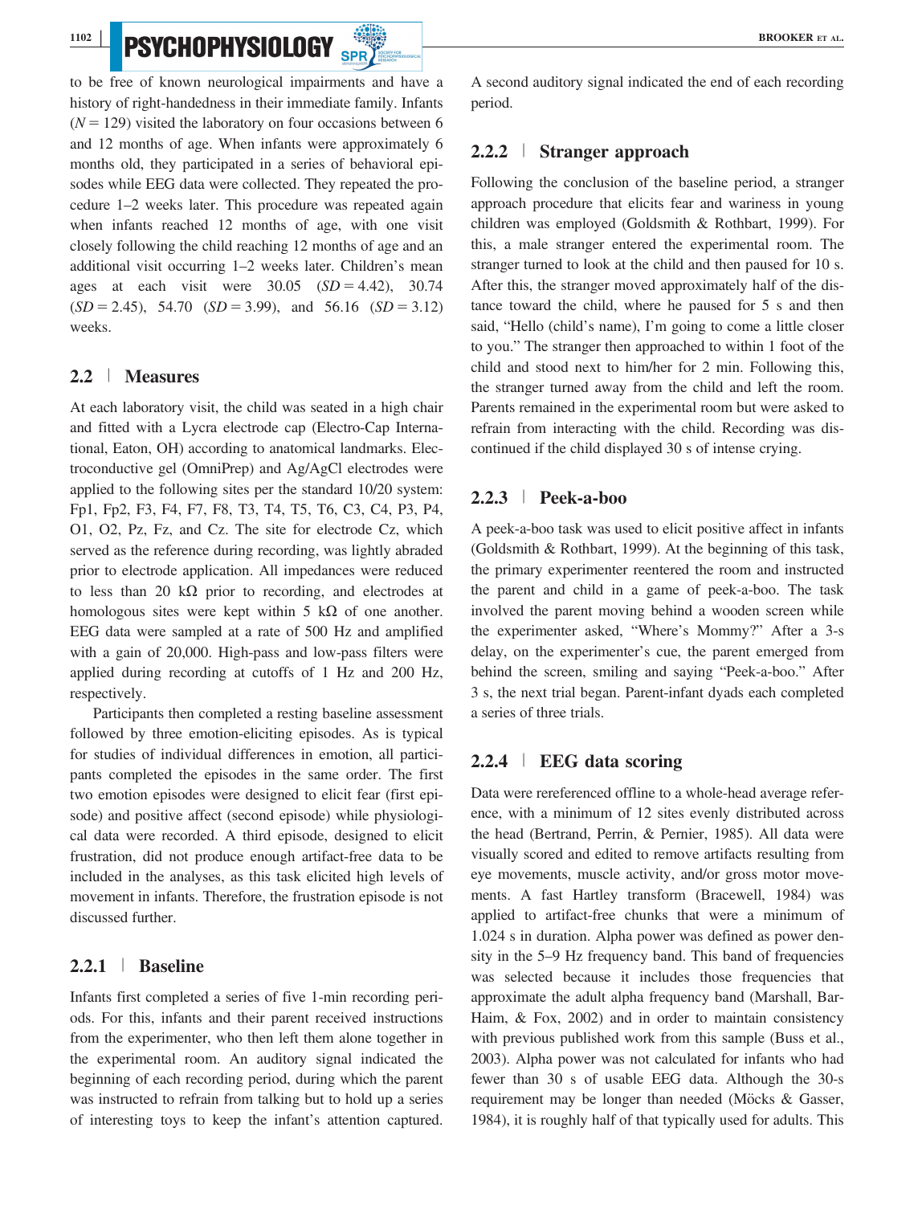to be free of known neurological impairments and have a history of right-handedness in their immediate family. Infants ($N = 129$) visited the laboratory on four occasions between 6 and 12 months of age. When infants were approximately 6 months old, they participated in a series of behavioral episodes while EEG data were collected. They repeated the procedure 1–2 weeks later. This procedure was repeated again when infants reached 12 months of age, with one visit closely following the child reaching 12 months of age and an additional visit occurring 1–2 weeks later. Children's mean ages at each visit were 30.05 ($SD = 4.42$), 30.74 ($SD = 2.45$), 54.70 ($SD = 3.99$), and 56.16 ($SD = 3.12$) weeks.

## 2.2 | Measures

At each laboratory visit, the child was seated in a high chair and fitted with a Lycra electrode cap (Electro-Cap International, Eaton, OH) according to anatomical landmarks. Electroconductive gel (OmniPrep) and Ag/AgCl electrodes were applied to the following sites per the standard 10/20 system: Fp1, Fp2, F3, F4, F7, F8, T3, T4, T5, T6, C3, C4, P3, P4, O1, O2, Pz, Fz, and Cz. The site for electrode Cz, which served as the reference during recording, was lightly abraded prior to electrode application. All impedances were reduced to less than 20 kΩ prior to recording, and electrodes at homologous sites were kept within 5 kΩ of one another. EEG data were sampled at a rate of 500 Hz and amplified with a gain of 20,000. High-pass and low-pass filters were applied during recording at cutoffs of 1 Hz and 200 Hz, respectively.

Participants then completed a resting baseline assessment followed by three emotion-eliciting episodes. As is typical for studies of individual differences in emotion, all participants completed the episodes in the same order. The first two emotion episodes were designed to elicit fear (first episode) and positive affect (second episode) while physiological data were recorded. A third episode, designed to elicit frustration, did not produce enough artifact-free data to be included in the analyses, as this task elicited high levels of movement in infants. Therefore, the frustration episode is not discussed further.

### 2.2.1 | Baseline

Infants first completed a series of five 1-min recording periods. For this, infants and their parent received instructions from the experimenter, who then left them alone together in the experimental room. An auditory signal indicated the beginning of each recording period, during which the parent was instructed to refrain from talking but to hold up a series of interesting toys to keep the infant's attention captured. A second auditory signal indicated the end of each recording period.

### 2.2.2 | Stranger approach

Following the conclusion of the baseline period, a stranger approach procedure that elicits fear and wariness in young children was employed (Goldsmith & Rothbart, 1999). For this, a male stranger entered the experimental room. The stranger turned to look at the child and then paused for 10 s. After this, the stranger moved approximately half of the distance toward the child, where he paused for 5 s and then said, "Hello (child's name), I'm going to come a little closer to you." The stranger then approached to within 1 foot of the child and stood next to him/her for 2 min. Following this, the stranger turned away from the child and left the room. Parents remained in the experimental room but were asked to refrain from interacting with the child. Recording was discontinued if the child displayed 30 s of intense crying.

### 2.2.3 | Peek-a-boo

A peek-a-boo task was used to elicit positive affect in infants (Goldsmith & Rothbart, 1999). At the beginning of this task, the primary experimenter reentered the room and instructed the parent and child in a game of peek-a-boo. The task involved the parent moving behind a wooden screen while the experimenter asked, "Where's Mommy?" After a 3-s delay, on the experimenter's cue, the parent emerged from behind the screen, smiling and saying "Peek-a-boo." After 3 s, the next trial began. Parent-infant dyads each completed a series of three trials.

### 2.2.4 | EEG data scoring

Data were rereferenced offline to a whole-head average reference, with a minimum of 12 sites evenly distributed across the head (Bertrand, Perrin, & Pernier, 1985). All data were visually scored and edited to remove artifacts resulting from eye movements, muscle activity, and/or gross motor movements. A fast Hartley transform (Bracewell, 1984) was applied to artifact-free chunks that were a minimum of 1.024 s in duration. Alpha power was defined as power density in the 5–9 Hz frequency band. This band of frequencies was selected because it includes those frequencies that approximate the adult alpha frequency band (Marshall, Bar-Haim, & Fox, 2002) and in order to maintain consistency with previous published work from this sample (Buss et al., 2003). Alpha power was not calculated for infants who had fewer than 30 s of usable EEG data. Although the 30-s requirement may be longer than needed (Möcks & Gasser, 1984), it is roughly half of that typically used for adults. This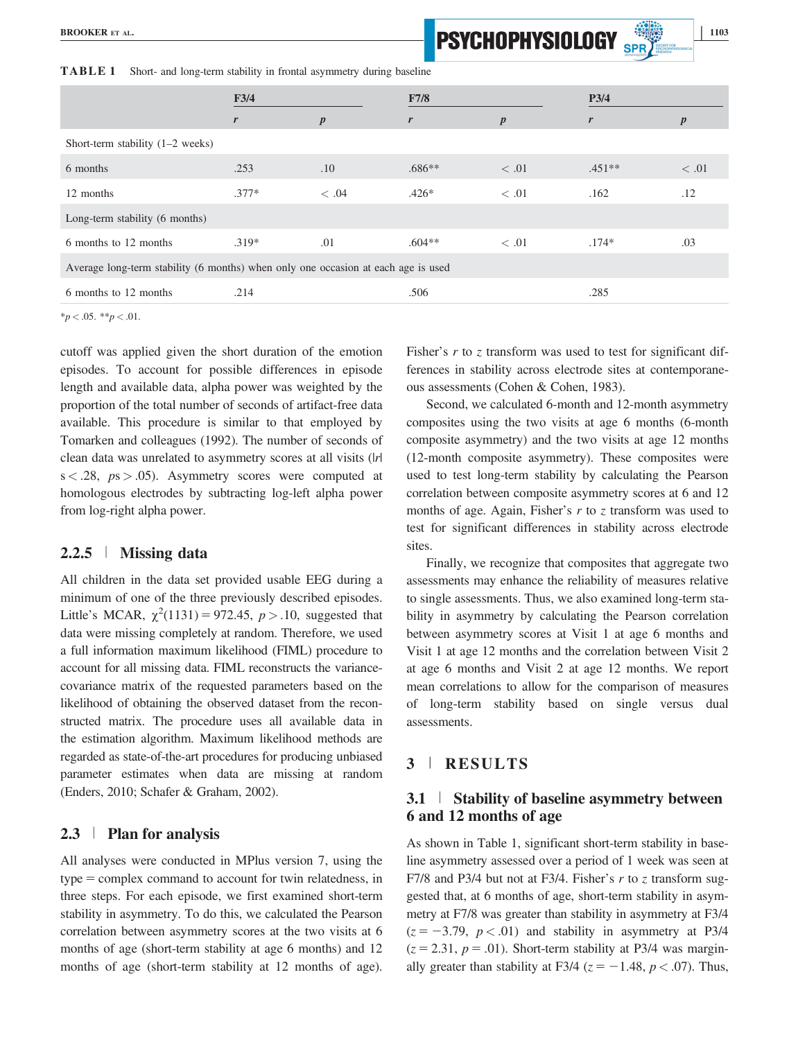**TABLE 1** Short- and long-term stability in frontal asymmetry during baseline

| | F3/4 | | F7/8 | | P3/4 | |
|---|---|---|---|---|---|---|
| | *r* | *p* | *r* | *p* | *r* | *p* |
| Short-term stability (1–2 weeks) | | | | | | |
| 6 months | .253 | .10 | .686** | < .01 | .451** | < .01 |
| 12 months | .377* | < .04 | .426* | < .01 | .162 | .12 |
| Long-term stability (6 months) | | | | | | |
| 6 months to 12 months | .319* | .01 | .604** | < .01 | .174* | .03 |
| Average long-term stability (6 months) when only one occasion at each age is used | | | | | | |
| 6 months to 12 months | .214 | | .506 | | .285 | |

*$p < .05$. **$p < .01$.

cutoff was applied given the short duration of the emotion episodes. To account for possible differences in episode length and available data, alpha power was weighted by the proportion of the total number of seconds of artifact-free data available. This procedure is similar to that employed by Tomarken and colleagues (1992). The number of seconds of clean data was unrelated to asymmetry scores at all visits ($|r|$s $< .28$, $p$s $> .05$). Asymmetry scores were computed at homologous electrodes by subtracting log-left alpha power from log-right alpha power.

### 2.2.5 | Missing data

All children in the data set provided usable EEG during a minimum of one of the three previously described episodes. Little's MCAR, $\chi^2(1131) = 972.45$, $p > .10$, suggested that data were missing completely at random. Therefore, we used a full information maximum likelihood (FIML) procedure to account for all missing data. FIML reconstructs the variance-covariance matrix of the requested parameters based on the likelihood of obtaining the observed dataset from the reconstructed matrix. The procedure uses all available data in the estimation algorithm. Maximum likelihood methods are regarded as state-of-the-art procedures for producing unbiased parameter estimates when data are missing at random (Enders, 2010; Schafer & Graham, 2002).

## 2.3 | Plan for analysis

All analyses were conducted in MPlus version 7, using the type = complex command to account for twin relatedness, in three steps. For each episode, we first examined short-term stability in asymmetry. To do this, we calculated the Pearson correlation between asymmetry scores at the two visits at 6 months of age (short-term stability at age 6 months) and 12 months of age (short-term stability at 12 months of age). Fisher's $r$ to $z$ transform was used to test for significant differences in stability across electrode sites at contemporaneous assessments (Cohen & Cohen, 1983).

Second, we calculated 6-month and 12-month asymmetry composites using the two visits at age 6 months (6-month composite asymmetry) and the two visits at age 12 months (12-month composite asymmetry). These composites were used to test long-term stability by calculating the Pearson correlation between composite asymmetry scores at 6 and 12 months of age. Again, Fisher's $r$ to $z$ transform was used to test for significant differences in stability across electrode sites.

Finally, we recognize that composites that aggregate two assessments may enhance the reliability of measures relative to single assessments. Thus, we also examined long-term stability in asymmetry by calculating the Pearson correlation between asymmetry scores at Visit 1 at age 6 months and Visit 1 at age 12 months and the correlation between Visit 2 at age 6 months and Visit 2 at age 12 months. We report mean correlations to allow for the comparison of measures of long-term stability based on single versus dual assessments.

# 3 | RESULTS

## 3.1 | Stability of baseline asymmetry between 6 and 12 months of age

As shown in Table 1, significant short-term stability in baseline asymmetry assessed over a period of 1 week was seen at F7/8 and P3/4 but not at F3/4. Fisher's $r$ to $z$ transform suggested that, at 6 months of age, short-term stability in asymmetry at F7/8 was greater than stability in asymmetry at F3/4 ($z = -3.79$, $p < .01$) and stability in asymmetry at P3/4 ($z = 2.31$, $p = .01$). Short-term stability at P3/4 was marginally greater than stability at F3/4 ($z = -1.48$, $p < .07$). Thus,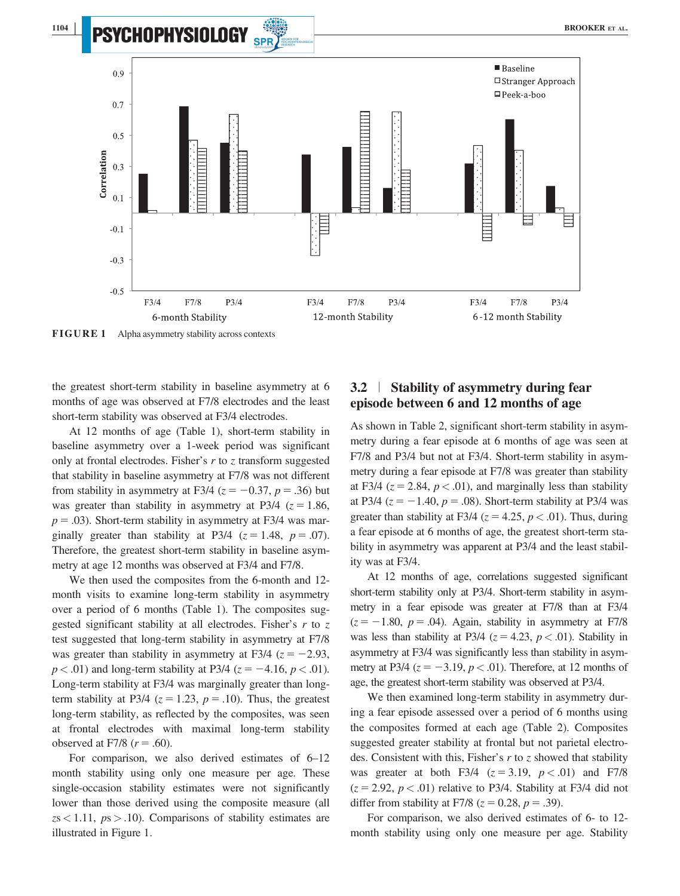FIGURE 1 Alpha asymmetry stability across contexts

the greatest short-term stability in baseline asymmetry at 6 months of age was observed at F7/8 electrodes and the least short-term stability was observed at F3/4 electrodes.

At 12 months of age (Table 1), short-term stability in baseline asymmetry over a 1-week period was significant only at frontal electrodes. Fisher's $r$ to $z$ transform suggested that stability in baseline asymmetry at F7/8 was not different from stability in asymmetry at F3/4 ($z = -0.37$, $p = .36$) but was greater than stability in asymmetry at P3/4 ($z = 1.86$, $p = .03$). Short-term stability in asymmetry at F3/4 was marginally greater than stability at P3/4 ($z = 1.48$, $p = .07$). Therefore, the greatest short-term stability in baseline asymmetry at age 12 months was observed at F3/4 and F7/8.

We then used the composites from the 6-month and 12-month visits to examine long-term stability in asymmetry over a period of 6 months (Table 1). The composites suggested significant stability at all electrodes. Fisher's $r$ to $z$ test suggested that long-term stability in asymmetry at F7/8 was greater than stability in asymmetry at F3/4 ($z = -2.93$, $p < .01$) and long-term stability at P3/4 ($z = -4.16$, $p < .01$). Long-term stability at F3/4 was marginally greater than long-term stability at P3/4 ($z = 1.23$, $p = .10$). Thus, the greatest long-term stability, as reflected by the composites, was seen at frontal electrodes with maximal long-term stability observed at F7/8 ($r = .60$).

For comparison, we also derived estimates of 6–12 month stability using only one measure per age. These single-occasion stability estimates were not significantly lower than those derived using the composite measure (all $zs < 1.11$, $ps > .10$). Comparisons of stability estimates are illustrated in Figure 1.

## 3.2 | Stability of asymmetry during fear episode between 6 and 12 months of age

As shown in Table 2, significant short-term stability in asymmetry during a fear episode at 6 months of age was seen at F7/8 and P3/4 but not at F3/4. Short-term stability in asymmetry during a fear episode at F7/8 was greater than stability at F3/4 ($z = 2.84$, $p < .01$), and marginally less than stability at P3/4 ($z = -1.40$, $p = .08$). Short-term stability at P3/4 was greater than stability at F3/4 ($z = 4.25$, $p < .01$). Thus, during a fear episode at 6 months of age, the greatest short-term stability in asymmetry was apparent at P3/4 and the least stability was at F3/4.

At 12 months of age, correlations suggested significant short-term stability only at P3/4. Short-term stability in asymmetry in a fear episode was greater at F7/8 than at F3/4 ($z = -1.80$, $p = .04$). Again, stability in asymmetry at F7/8 was less than stability at P3/4 ($z = 4.23$, $p < .01$). Stability in asymmetry at F3/4 was significantly less than stability in asymmetry at P3/4 ($z = -3.19$, $p < .01$). Therefore, at 12 months of age, the greatest short-term stability was observed at P3/4.

We then examined long-term stability in asymmetry during a fear episode assessed over a period of 6 months using the composites formed at each age (Table 2). Composites suggested greater stability at frontal but not parietal electrodes. Consistent with this, Fisher's $r$ to $z$ showed that stability was greater at both F3/4 ($z = 3.19$, $p < .01$) and F7/8 ($z = 2.92$, $p < .01$) relative to P3/4. Stability at F3/4 did not differ from stability at F7/8 ($z = 0.28$, $p = .39$).

For comparison, we also derived estimates of 6- to 12-month stability using only one measure per age. Stability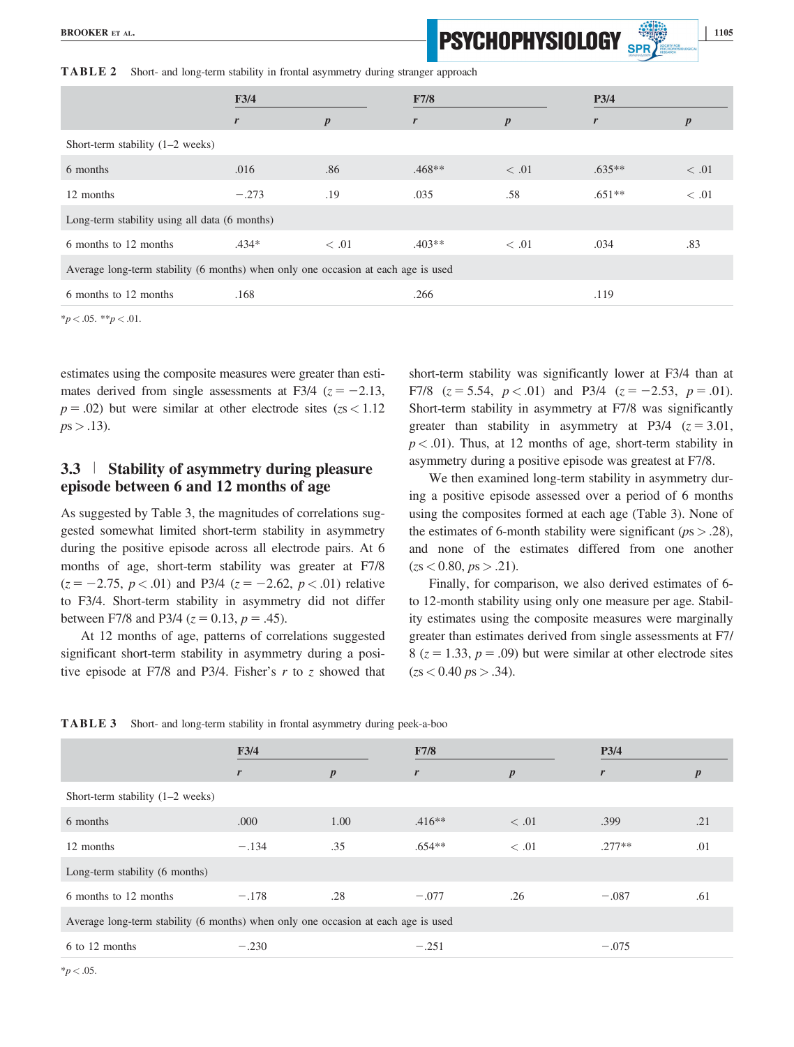**TABLE 2** Short- and long-term stability in frontal asymmetry during stranger approach

| | F3/4 | | F7/8 | | P3/4 | |
|---|---|---|---|---|---|---|
| | *r* | *p* | *r* | *p* | *r* | *p* |
| Short-term stability (1–2 weeks) | | | | | | |
| 6 months | .016 | .86 | .468** | < .01 | .635** | < .01 |
| 12 months | −.273 | .19 | .035 | .58 | .651** | < .01 |
| Long-term stability using all data (6 months) | | | | | | |
| 6 months to 12 months | .434* | < .01 | .403** | < .01 | .034 | .83 |
| Average long-term stability (6 months) when only one occasion at each age is used | | | | | | |
| 6 months to 12 months | .168 | | .266 | | .119 | |

*$p < .05$. **$p < .01$.

estimates using the composite measures were greater than estimates derived from single assessments at F3/4 ($z = -2.13$, $p = .02$) but were similar at other electrode sites ($z$s $< 1.12$ $p$s $> .13$).

## 3.3 | Stability of asymmetry during pleasure episode between 6 and 12 months of age

As suggested by Table 3, the magnitudes of correlations suggested somewhat limited short-term stability in asymmetry during the positive episode across all electrode pairs. At 6 months of age, short-term stability was greater at F7/8 ($z = -2.75$, $p < .01$) and P3/4 ($z = -2.62$, $p < .01$) relative to F3/4. Short-term stability in asymmetry did not differ between F7/8 and P3/4 ($z = 0.13$, $p = .45$).

At 12 months of age, patterns of correlations suggested significant short-term stability in asymmetry during a positive episode at F7/8 and P3/4. Fisher's $r$ to $z$ showed that short-term stability was significantly lower at F3/4 than at F7/8 ($z = 5.54$, $p < .01$) and P3/4 ($z = -2.53$, $p = .01$). Short-term stability in asymmetry at F7/8 was significantly greater than stability in asymmetry at P3/4 ($z = 3.01$, $p < .01$). Thus, at 12 months of age, short-term stability in asymmetry during a positive episode was greatest at F7/8.

We then examined long-term stability in asymmetry during a positive episode assessed over a period of 6 months using the composites formed at each age (Table 3). None of the estimates of 6-month stability were significant ($p$s $> .28$), and none of the estimates differed from one another ($z$s $< 0.80$, $p$s $> .21$).

Finally, for comparison, we also derived estimates of 6- to 12-month stability using only one measure per age. Stability estimates using the composite measures were marginally greater than estimates derived from single assessments at F7/8 ($z = 1.33$, $p = .09$) but were similar at other electrode sites ($z$s $< 0.40$ $p$s $> .34$).

**TABLE 3** Short- and long-term stability in frontal asymmetry during peek-a-boo

| | F3/4 | | F7/8 | | P3/4 | |
|---|---|---|---|---|---|---|
| | *r* | *p* | *r* | *p* | *r* | *p* |
| Short-term stability (1–2 weeks) | | | | | | |
| 6 months | .000 | 1.00 | .416** | < .01 | .399 | .21 |
| 12 months | −.134 | .35 | .654** | < .01 | .277** | .01 |
| Long-term stability (6 months) | | | | | | |
| 6 months to 12 months | −.178 | .28 | −.077 | .26 | −.087 | .61 |
| Average long-term stability (6 months) when only one occasion at each age is used | | | | | | |
| 6 to 12 months | −.230 | | −.251 | | −.075 | |

*$p < .05$.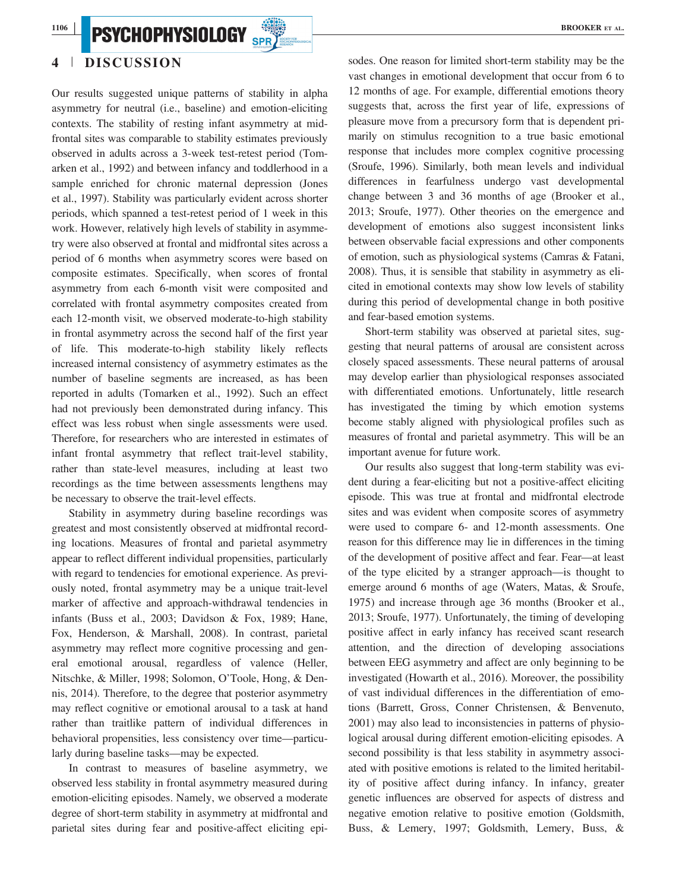## 4 | DISCUSSION

Our results suggested unique patterns of stability in alpha asymmetry for neutral (i.e., baseline) and emotion-eliciting contexts. The stability of resting infant asymmetry at midfrontal sites was comparable to stability estimates previously observed in adults across a 3-week test-retest period (Tomarken et al., 1992) and between infancy and toddlerhood in a sample enriched for chronic maternal depression (Jones et al., 1997). Stability was particularly evident across shorter periods, which spanned a test-retest period of 1 week in this work. However, relatively high levels of stability in asymmetry were also observed at frontal and midfrontal sites across a period of 6 months when asymmetry scores were based on composite estimates. Specifically, when scores of frontal asymmetry from each 6-month visit were composited and correlated with frontal asymmetry composites created from each 12-month visit, we observed moderate-to-high stability in frontal asymmetry across the second half of the first year of life. This moderate-to-high stability likely reflects increased internal consistency of asymmetry estimates as the number of baseline segments are increased, as has been reported in adults (Tomarken et al., 1992). Such an effect had not previously been demonstrated during infancy. This effect was less robust when single assessments were used. Therefore, for researchers who are interested in estimates of infant frontal asymmetry that reflect trait-level stability, rather than state-level measures, including at least two recordings as the time between assessments lengthens may be necessary to observe the trait-level effects.

Stability in asymmetry during baseline recordings was greatest and most consistently observed at midfrontal recording locations. Measures of frontal and parietal asymmetry appear to reflect different individual propensities, particularly with regard to tendencies for emotional experience. As previously noted, frontal asymmetry may be a unique trait-level marker of affective and approach-withdrawal tendencies in infants (Buss et al., 2003; Davidson & Fox, 1989; Hane, Fox, Henderson, & Marshall, 2008). In contrast, parietal asymmetry may reflect more cognitive processing and general emotional arousal, regardless of valence (Heller, Nitschke, & Miller, 1998; Solomon, O'Toole, Hong, & Dennis, 2014). Therefore, to the degree that posterior asymmetry may reflect cognitive or emotional arousal to a task at hand rather than traitlike pattern of individual differences in behavioral propensities, less consistency over time—particularly during baseline tasks—may be expected.

In contrast to measures of baseline asymmetry, we observed less stability in frontal asymmetry measured during emotion-eliciting episodes. Namely, we observed a moderate degree of short-term stability in asymmetry at midfrontal and parietal sites during fear and positive-affect eliciting episodes. One reason for limited short-term stability may be the vast changes in emotional development that occur from 6 to 12 months of age. For example, differential emotions theory suggests that, across the first year of life, expressions of pleasure move from a precursory form that is dependent primarily on stimulus recognition to a true basic emotional response that includes more complex cognitive processing (Sroufe, 1996). Similarly, both mean levels and individual differences in fearfulness undergo vast developmental change between 3 and 36 months of age (Brooker et al., 2013; Sroufe, 1977). Other theories on the emergence and development of emotions also suggest inconsistent links between observable facial expressions and other components of emotion, such as physiological systems (Camras & Fatani, 2008). Thus, it is sensible that stability in asymmetry as elicited in emotional contexts may show low levels of stability during this period of developmental change in both positive and fear-based emotion systems.

Short-term stability was observed at parietal sites, suggesting that neural patterns of arousal are consistent across closely spaced assessments. These neural patterns of arousal may develop earlier than physiological responses associated with differentiated emotions. Unfortunately, little research has investigated the timing by which emotion systems become stably aligned with physiological profiles such as measures of frontal and parietal asymmetry. This will be an important avenue for future work.

Our results also suggest that long-term stability was evident during a fear-eliciting but not a positive-affect eliciting episode. This was true at frontal and midfrontal electrode sites and was evident when composite scores of asymmetry were used to compare 6- and 12-month assessments. One reason for this difference may lie in differences in the timing of the development of positive affect and fear. Fear—at least of the type elicited by a stranger approach—is thought to emerge around 6 months of age (Waters, Matas, & Sroufe, 1975) and increase through age 36 months (Brooker et al., 2013; Sroufe, 1977). Unfortunately, the timing of developing positive affect in early infancy has received scant research attention, and the direction of developing associations between EEG asymmetry and affect are only beginning to be investigated (Howarth et al., 2016). Moreover, the possibility of vast individual differences in the differentiation of emotions (Barrett, Gross, Conner Christensen, & Benvenuto, 2001) may also lead to inconsistencies in patterns of physiological arousal during different emotion-eliciting episodes. A second possibility is that less stability in asymmetry associated with positive emotions is related to the limited heritability of positive affect during infancy. In infancy, greater genetic influences are observed for aspects of distress and negative emotion relative to positive emotion (Goldsmith, Buss, & Lemery, 1997; Goldsmith, Lemery, Buss, &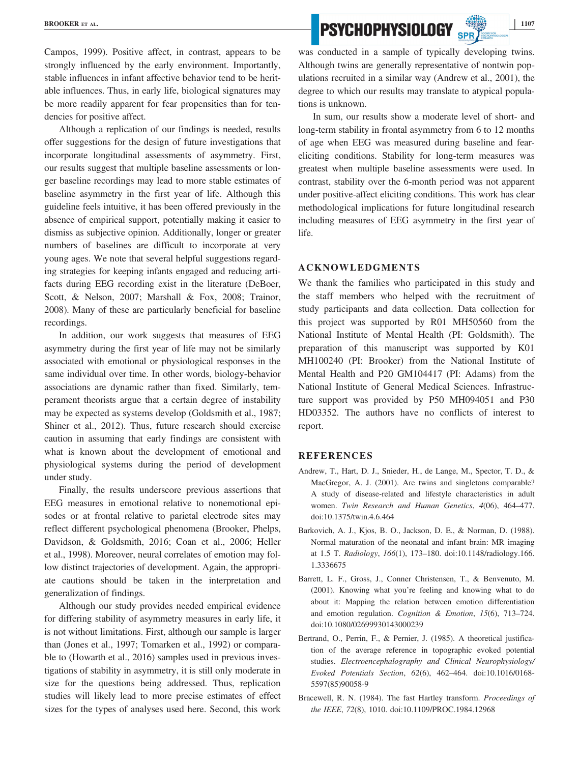Campos, 1999). Positive affect, in contrast, appears to be strongly influenced by the early environment. Importantly, stable influences in infant affective behavior tend to be heritable influences. Thus, in early life, biological signatures may be more readily apparent for fear propensities than for tendencies for positive affect.

Although a replication of our findings is needed, results offer suggestions for the design of future investigations that incorporate longitudinal assessments of asymmetry. First, our results suggest that multiple baseline assessments or longer baseline recordings may lead to more stable estimates of baseline asymmetry in the first year of life. Although this guideline feels intuitive, it has been offered previously in the absence of empirical support, potentially making it easier to dismiss as subjective opinion. Additionally, longer or greater numbers of baselines are difficult to incorporate at very young ages. We note that several helpful suggestions regarding strategies for keeping infants engaged and reducing artifacts during EEG recording exist in the literature (DeBoer, Scott, & Nelson, 2007; Marshall & Fox, 2008; Trainor, 2008). Many of these are particularly beneficial for baseline recordings.

In addition, our work suggests that measures of EEG asymmetry during the first year of life may not be similarly associated with emotional or physiological responses in the same individual over time. In other words, biology-behavior associations are dynamic rather than fixed. Similarly, temperament theorists argue that a certain degree of instability may be expected as systems develop (Goldsmith et al., 1987; Shiner et al., 2012). Thus, future research should exercise caution in assuming that early findings are consistent with what is known about the development of emotional and physiological systems during the period of development under study.

Finally, the results underscore previous assertions that EEG measures in emotional relative to nonemotional episodes or at frontal relative to parietal electrode sites may reflect different psychological phenomena (Brooker, Phelps, Davidson, & Goldsmith, 2016; Coan et al., 2006; Heller et al., 1998). Moreover, neural correlates of emotion may follow distinct trajectories of development. Again, the appropriate cautions should be taken in the interpretation and generalization of findings.

Although our study provides needed empirical evidence for differing stability of asymmetry measures in early life, it is not without limitations. First, although our sample is larger than (Jones et al., 1997; Tomarken et al., 1992) or comparable to (Howarth et al., 2016) samples used in previous investigations of stability in asymmetry, it is still only moderate in size for the questions being addressed. Thus, replication studies will likely lead to more precise estimates of effect sizes for the types of analyses used here. Second, this work was conducted in a sample of typically developing twins. Although twins are generally representative of nontwin populations recruited in a similar way (Andrew et al., 2001), the degree to which our results may translate to atypical populations is unknown.

In sum, our results show a moderate level of short- and long-term stability in frontal asymmetry from 6 to 12 months of age when EEG was measured during baseline and fear-eliciting conditions. Stability for long-term measures was greatest when multiple baseline assessments were used. In contrast, stability over the 6-month period was not apparent under positive-affect eliciting conditions. This work has clear methodological implications for future longitudinal research including measures of EEG asymmetry in the first year of life.

## ACKNOWLEDGMENTS

We thank the families who participated in this study and the staff members who helped with the recruitment of study participants and data collection. Data collection for this project was supported by R01 MH50560 from the National Institute of Mental Health (PI: Goldsmith). The preparation of this manuscript was supported by K01 MH100240 (PI: Brooker) from the National Institute of Mental Health and P20 GM104417 (PI: Adams) from the National Institute of General Medical Sciences. Infrastructure support was provided by P50 MH094051 and P30 HD03352. The authors have no conflicts of interest to report.

## REFERENCES

Andrew, T., Hart, D. J., Snieder, H., de Lange, M., Spector, T. D., & MacGregor, A. J. (2001). Are twins and singletons comparable? A study of disease-related and lifestyle characteristics in adult women. *Twin Research and Human Genetics*, *4*(06), 464–477. doi:10.1375/twin.4.6.464

Barkovich, A. J., Kjos, B. O., Jackson, D. E., & Norman, D. (1988). Normal maturation of the neonatal and infant brain: MR imaging at 1.5 T. *Radiology*, *166*(1), 173–180. doi:10.1148/radiology.166.1.3336675

Barrett, L. F., Gross, J., Conner Christensen, T., & Benvenuto, M. (2001). Knowing what you're feeling and knowing what to do about it: Mapping the relation between emotion differentiation and emotion regulation. *Cognition & Emotion*, *15*(6), 713–724. doi:10.1080/02699930143000239

Bertrand, O., Perrin, F., & Pernier, J. (1985). A theoretical justification of the average reference in topographic evoked potential studies. *Electroencephalography and Clinical Neurophysiology/Evoked Potentials Section*, *62*(6), 462–464. doi:10.1016/0168-5597(85)90058-9

Bracewell, R. N. (1984). The fast Hartley transform. *Proceedings of the IEEE*, *72*(8), 1010. doi:10.1109/PROC.1984.12968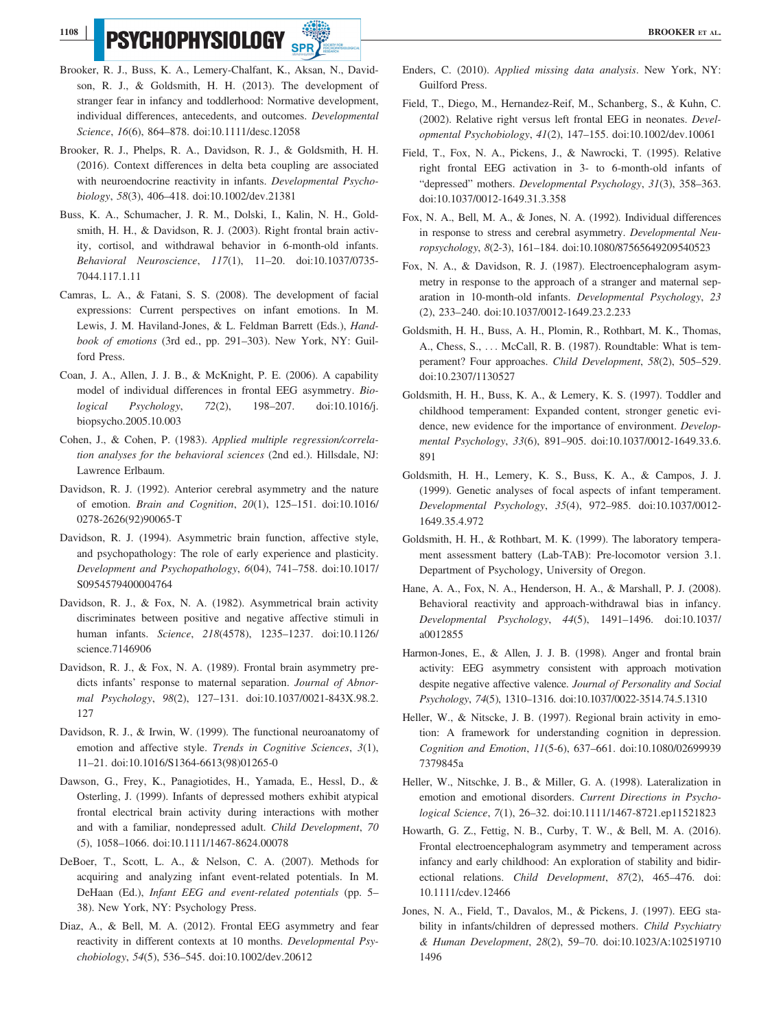Brooker, R. J., Buss, K. A., Lemery-Chalfant, K., Aksan, N., Davidson, R. J., & Goldsmith, H. H. (2013). The development of stranger fear in infancy and toddlerhood: Normative development, individual differences, antecedents, and outcomes. *Developmental Science*, *16*(6), 864–878. doi:10.1111/desc.12058

Brooker, R. J., Phelps, R. A., Davidson, R. J., & Goldsmith, H. H. (2016). Context differences in delta beta coupling are associated with neuroendocrine reactivity in infants. *Developmental Psychobiology*, *58*(3), 406–418. doi:10.1002/dev.21381

Buss, K. A., Schumacher, J. R. M., Dolski, I., Kalin, N. H., Goldsmith, H. H., & Davidson, R. J. (2003). Right frontal brain activity, cortisol, and withdrawal behavior in 6-month-old infants. *Behavioral Neuroscience*, *117*(1), 11–20. doi:10.1037/0735-7044.117.1.11

Camras, L. A., & Fatani, S. S. (2008). The development of facial expressions: Current perspectives on infant emotions. In M. Lewis, J. M. Haviland-Jones, & L. Feldman Barrett (Eds.), *Handbook of emotions* (3rd ed., pp. 291–303). New York, NY: Guilford Press.

Coan, J. A., Allen, J. J. B., & McKnight, P. E. (2006). A capability model of individual differences in frontal EEG asymmetry. *Biological Psychology*, *72*(2), 198–207. doi:10.1016/j.biopsycho.2005.10.003

Cohen, J., & Cohen, P. (1983). *Applied multiple regression/correlation analyses for the behavioral sciences* (2nd ed.). Hillsdale, NJ: Lawrence Erlbaum.

Davidson, R. J. (1992). Anterior cerebral asymmetry and the nature of emotion. *Brain and Cognition*, *20*(1), 125–151. doi:10.1016/0278-2626(92)90065-T

Davidson, R. J. (1994). Asymmetric brain function, affective style, and psychopathology: The role of early experience and plasticity. *Development and Psychopathology*, *6*(04), 741–758. doi:10.1017/S0954579400004764

Davidson, R. J., & Fox, N. A. (1982). Asymmetrical brain activity discriminates between positive and negative affective stimuli in human infants. *Science*, *218*(4578), 1235–1237. doi:10.1126/science.7146906

Davidson, R. J., & Fox, N. A. (1989). Frontal brain asymmetry predicts infants' response to maternal separation. *Journal of Abnormal Psychology*, *98*(2), 127–131. doi:10.1037/0021-843X.98.2.127

Davidson, R. J., & Irwin, W. (1999). The functional neuroanatomy of emotion and affective style. *Trends in Cognitive Sciences*, *3*(1), 11–21. doi:10.1016/S1364-6613(98)01265-0

Dawson, G., Frey, K., Panagiotides, H., Yamada, E., Hessl, D., & Osterling, J. (1999). Infants of depressed mothers exhibit atypical frontal electrical brain activity during interactions with mother and with a familiar, nondepressed adult. *Child Development*, *70*(5), 1058–1066. doi:10.1111/1467-8624.00078

DeBoer, T., Scott, L. A., & Nelson, C. A. (2007). Methods for acquiring and analyzing infant event-related potentials. In M. DeHaan (Ed.), *Infant EEG and event-related potentials* (pp. 5–38). New York, NY: Psychology Press.

Diaz, A., & Bell, M. A. (2012). Frontal EEG asymmetry and fear reactivity in different contexts at 10 months. *Developmental Psychobiology*, *54*(5), 536–545. doi:10.1002/dev.20612

Enders, C. (2010). *Applied missing data analysis*. New York, NY: Guilford Press.

Field, T., Diego, M., Hernandez-Reif, M., Schanberg, S., & Kuhn, C. (2002). Relative right versus left frontal EEG in neonates. *Developmental Psychobiology*, *41*(2), 147–155. doi:10.1002/dev.10061

Field, T., Fox, N. A., Pickens, J., & Nawrocki, T. (1995). Relative right frontal EEG activation in 3- to 6-month-old infants of "depressed" mothers. *Developmental Psychology*, *31*(3), 358–363. doi:10.1037/0012-1649.31.3.358

Fox, N. A., Bell, M. A., & Jones, N. A. (1992). Individual differences in response to stress and cerebral asymmetry. *Developmental Neuropsychology*, *8*(2-3), 161–184. doi:10.1080/87565649209540523

Fox, N. A., & Davidson, R. J. (1987). Electroencephalogram asymmetry in response to the approach of a stranger and maternal separation in 10-month-old infants. *Developmental Psychology*, *23*(2), 233–240. doi:10.1037/0012-1649.23.2.233

Goldsmith, H. H., Buss, A. H., Plomin, R., Rothbart, M. K., Thomas, A., Chess, S., … McCall, R. B. (1987). Roundtable: What is temperament? Four approaches. *Child Development*, *58*(2), 505–529. doi:10.2307/1130527

Goldsmith, H. H., Buss, K. A., & Lemery, K. S. (1997). Toddler and childhood temperament: Expanded content, stronger genetic evidence, new evidence for the importance of environment. *Developmental Psychology*, *33*(6), 891–905. doi:10.1037/0012-1649.33.6.891

Goldsmith, H. H., Lemery, K. S., Buss, K. A., & Campos, J. J. (1999). Genetic analyses of focal aspects of infant temperament. *Developmental Psychology*, *35*(4), 972–985. doi:10.1037/0012-1649.35.4.972

Goldsmith, H. H., & Rothbart, M. K. (1999). The laboratory temperament assessment battery (Lab-TAB): Pre-locomotor version 3.1. Department of Psychology, University of Oregon.

Hane, A. A., Fox, N. A., Henderson, H. A., & Marshall, P. J. (2008). Behavioral reactivity and approach-withdrawal bias in infancy. *Developmental Psychology*, *44*(5), 1491–1496. doi:10.1037/a0012855

Harmon-Jones, E., & Allen, J. J. B. (1998). Anger and frontal brain activity: EEG asymmetry consistent with approach motivation despite negative affective valence. *Journal of Personality and Social Psychology*, *74*(5), 1310–1316. doi:10.1037/0022-3514.74.5.1310

Heller, W., & Nitscke, J. B. (1997). Regional brain activity in emotion: A framework for understanding cognition in depression. *Cognition and Emotion*, *11*(5-6), 637–661. doi:10.1080/026999397379845a

Heller, W., Nitschke, J. B., & Miller, G. A. (1998). Lateralization in emotion and emotional disorders. *Current Directions in Psychological Science*, *7*(1), 26–32. doi:10.1111/1467-8721.ep11521823

Howarth, G. Z., Fettig, N. B., Curby, T. W., & Bell, M. A. (2016). Frontal electroencephalogram asymmetry and temperament across infancy and early childhood: An exploration of stability and bidirectional relations. *Child Development*, *87*(2), 465–476. doi:10.1111/cdev.12466

Jones, N. A., Field, T., Davalos, M., & Pickens, J. (1997). EEG stability in infants/children of depressed mothers. *Child Psychiatry & Human Development*, *28*(2), 59–70. doi:10.1023/A:1025197101496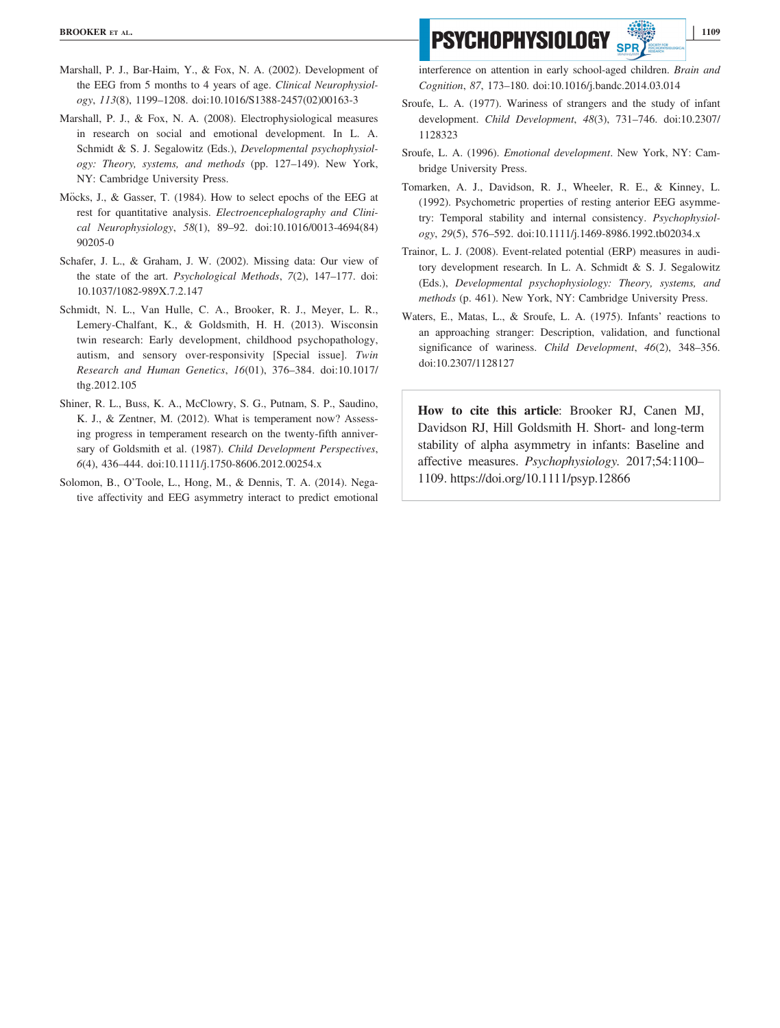Marshall, P. J., Bar-Haim, Y., & Fox, N. A. (2002). Development of the EEG from 5 months to 4 years of age. *Clinical Neurophysiology*, *113*(8), 1199–1208. doi:10.1016/S1388-2457(02)00163-3

Marshall, P. J., & Fox, N. A. (2008). Electrophysiological measures in research on social and emotional development. In L. A. Schmidt & S. J. Segalowitz (Eds.), *Developmental psychophysiology: Theory, systems, and methods* (pp. 127–149). New York, NY: Cambridge University Press.

Möcks, J., & Gasser, T. (1984). How to select epochs of the EEG at rest for quantitative analysis. *Electroencephalography and Clinical Neurophysiology*, *58*(1), 89–92. doi:10.1016/0013-4694(84)90205-0

Schafer, J. L., & Graham, J. W. (2002). Missing data: Our view of the state of the art. *Psychological Methods*, *7*(2), 147–177. doi:10.1037/1082-989X.7.2.147

Schmidt, N. L., Van Hulle, C. A., Brooker, R. J., Meyer, L. R., Lemery-Chalfant, K., & Goldsmith, H. H. (2013). Wisconsin twin research: Early development, childhood psychopathology, autism, and sensory over-responsivity [Special issue]. *Twin Research and Human Genetics*, *16*(01), 376–384. doi:10.1017/thg.2012.105

Shiner, R. L., Buss, K. A., McClowry, S. G., Putnam, S. P., Saudino, K. J., & Zentner, M. (2012). What is temperament now? Assessing progress in temperament research on the twenty-fifth anniversary of Goldsmith et al. (1987). *Child Development Perspectives*, *6*(4), 436–444. doi:10.1111/j.1750-8606.2012.00254.x

Solomon, B., O'Toole, L., Hong, M., & Dennis, T. A. (2014). Negative affectivity and EEG asymmetry interact to predict emotional interference on attention in early school-aged children. *Brain and Cognition*, *87*, 173–180. doi:10.1016/j.bandc.2014.03.014

Sroufe, L. A. (1977). Wariness of strangers and the study of infant development. *Child Development*, *48*(3), 731–746. doi:10.2307/1128323

Sroufe, L. A. (1996). *Emotional development*. New York, NY: Cambridge University Press.

Tomarken, A. J., Davidson, R. J., Wheeler, R. E., & Kinney, L. (1992). Psychometric properties of resting anterior EEG asymmetry: Temporal stability and internal consistency. *Psychophysiology*, *29*(5), 576–592. doi:10.1111/j.1469-8986.1992.tb02034.x

Trainor, L. J. (2008). Event-related potential (ERP) measures in auditory development research. In L. A. Schmidt & S. J. Segalowitz (Eds.), *Developmental psychophysiology: Theory, systems, and methods* (p. 461). New York, NY: Cambridge University Press.

Waters, E., Matas, L., & Sroufe, L. A. (1975). Infants' reactions to an approaching stranger: Description, validation, and functional significance of wariness. *Child Development*, *46*(2), 348–356. doi:10.2307/1128127

**How to cite this article**: Brooker RJ, Canen MJ, Davidson RJ, Hill Goldsmith H. Short- and long-term stability of alpha asymmetry in infants: Baseline and affective measures. *Psychophysiology*. 2017;54:1100–1109. https://doi.org/10.1111/psyp.12866